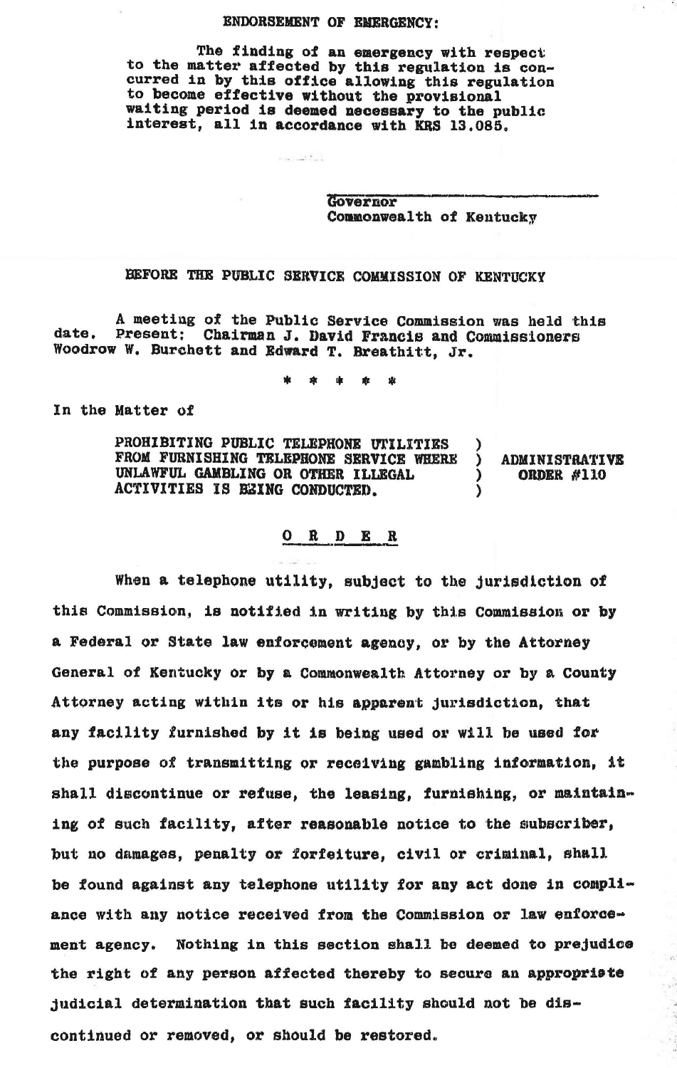**ENDORSEMENT OF EMERGENCY:**

The finding of an emergency with respect to the matter affected by this regulation is concurred in by this office allowing this regulation to become effective without the provisional waiting period is deemed necessary to the public interest, all in accordance with KRS 13.085.

Governor
Commonwealth of Kentucky

**BEFORE THE PUBLIC SERVICE COMMISSION OF KENTUCKY**

A meeting of the Public Service Commission was held this date. Present: Chairman J. David Francis and Commissioners Woodrow W. Burchett and Edward T. Breathitt, Jr.

\* \* \* \* \*

In the Matter of

PROHIBITING PUBLIC TELEPHONE UTILITIES FROM FURNISHING TELEPHONE SERVICE WHERE UNLAWFUL GAMBLING OR OTHER ILLEGAL ACTIVITIES IS BEING CONDUCTED. ) ADMINISTRATIVE ORDER #110

## O R D E R

When a telephone utility, subject to the jurisdiction of this Commission, is notified in writing by this Commission or by a Federal or State law enforcement agency, or by the Attorney General of Kentucky or by a Commonwealth Attorney or by a County Attorney acting within its or his apparent jurisdiction, that any facility furnished by it is being used or will be used for the purpose of transmitting or receiving gambling information, it shall discontinue or refuse, the leasing, furnishing, or maintaining of such facility, after reasonable notice to the subscriber, but no damages, penalty or forfeiture, civil or criminal, shall be found against any telephone utility for any act done in compliance with any notice received from the Commission or law enforcement agency. Nothing in this section shall be deemed to prejudice the right of any person affected thereby to secure an appropriate judicial determination that such facility should not be discontinued or removed, or should be restored.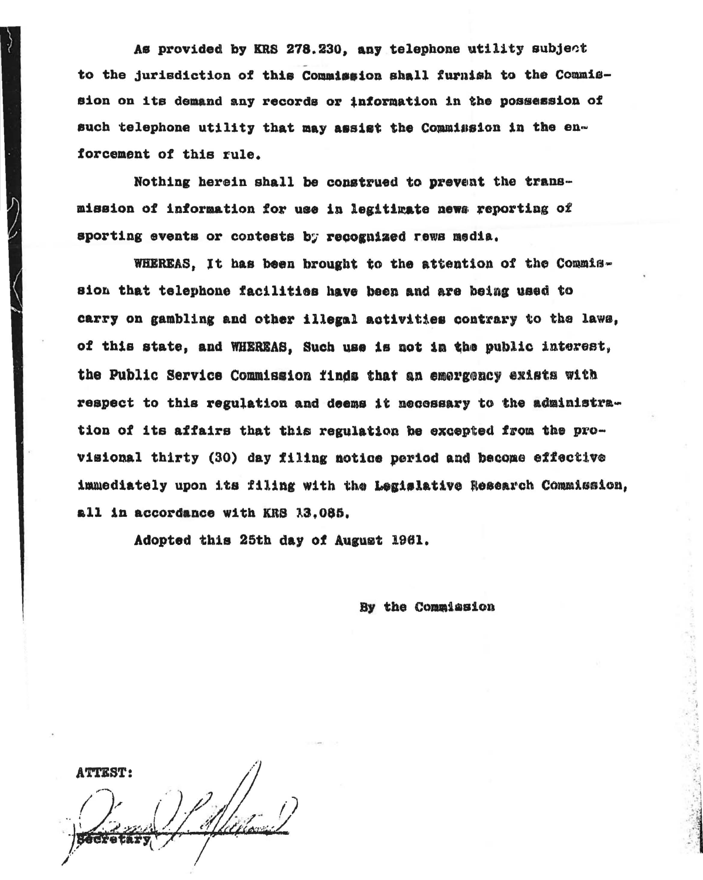As provided by KRS 278.230, any telephone utility subject to the jurisdiction of this Commission shall furnish to the Commission on its demand any records or information in the possession of such telephone utility that may assist the Commission in the enforcement of this rule.

Nothing herein shall be construed to prevent the transmission of information for use in legitimate news reporting of sporting events or contests by recognized rews media.

WHEREAS, It has been brought to the attention of the Commission that telephone facilities have been and are being used to carry on gambling and other illegal activities contrary to the laws, of this state, and WHEREAS, Such use is not in the public interest, the Public Service Commission finds that an emergency exists with respect to this regulation and deems it necessary to the administration of its affairs that this regulation be excepted from the provisional thirty (30) day filing notice period and become effective immediately upon its filing with the Legislative Research Commission, all in accordance with KRS 13.085.

Adopted this 25th day of August 1961.

By the Commission

ATTEST:

Secretary